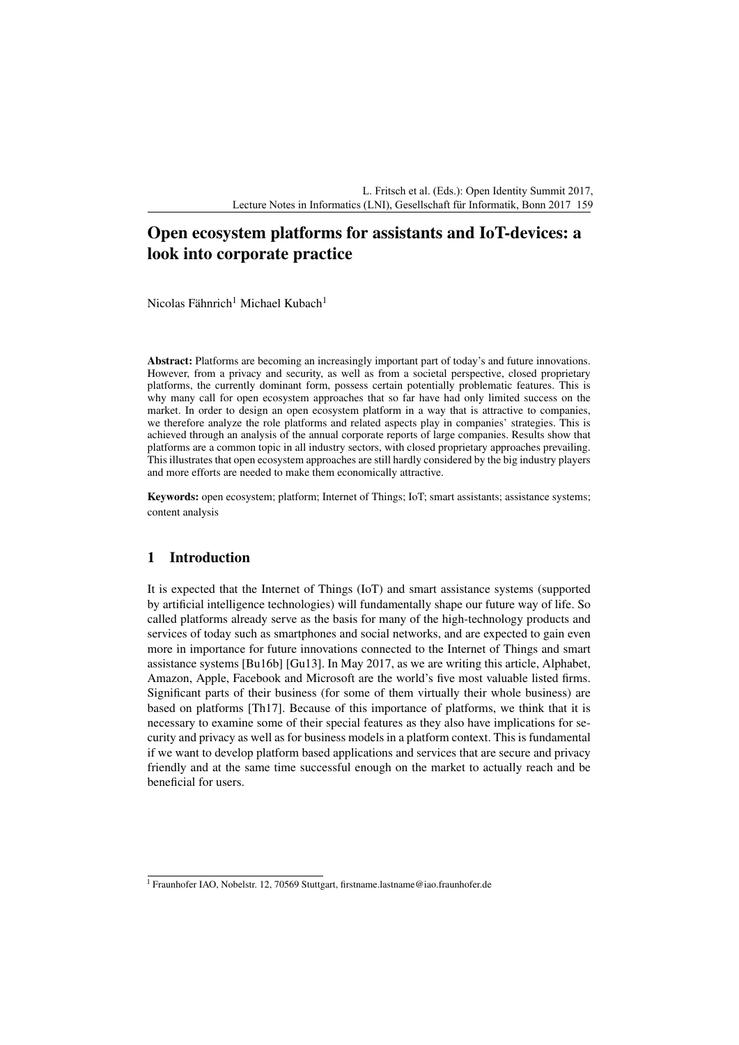# Open ecosystem platforms for assistants and IoT-devices: a look into corporate practice

Nicolas Fähnrich[1] Michael Kubach[1]

**Abstract:** Platforms are becoming an increasingly important part of today's and future innovations. However, from a privacy and security, as well as from a societal perspective, closed proprietary platforms, the currently dominant form, possess certain potentially problematic features. This is why many call for open ecosystem approaches that so far have had only limited success on the market. In order to design an open ecosystem platform in a way that is attractive to companies, we therefore analyze the role platforms and related aspects play in companies' strategies. This is achieved through an analysis of the annual corporate reports of large companies. Results show that platforms are a common topic in all industry sectors, with closed proprietary approaches prevailing. This illustrates that open ecosystem approaches are still hardly considered by the big industry players and more efforts are needed to make them economically attractive.

**Keywords:** open ecosystem; platform; Internet of Things; IoT; smart assistants; assistance systems; content analysis

## 1 Introduction

It is expected that the Internet of Things (IoT) and smart assistance systems (supported by artificial intelligence technologies) will fundamentally shape our future way of life. So called platforms already serve as the basis for many of the high-technology products and services of today such as smartphones and social networks, and are expected to gain even more in importance for future innovations connected to the Internet of Things and smart assistance systems [Bu16b] [Gu13]. In May 2017, as we are writing this article, Alphabet, Amazon, Apple, Facebook and Microsoft are the world's five most valuable listed firms. Significant parts of their business (for some of them virtually their whole business) are based on platforms [Th17]. Because of this importance of platforms, we think that it is necessary to examine some of their special features as they also have implications for security and privacy as well as for business models in a platform context. This is fundamental if we want to develop platform based applications and services that are secure and privacy friendly and at the same time successful enough on the market to actually reach and be beneficial for users.

[1] Fraunhofer IAO, Nobelstr. 12, 70569 Stuttgart, firstname.lastname@iao.fraunhofer.de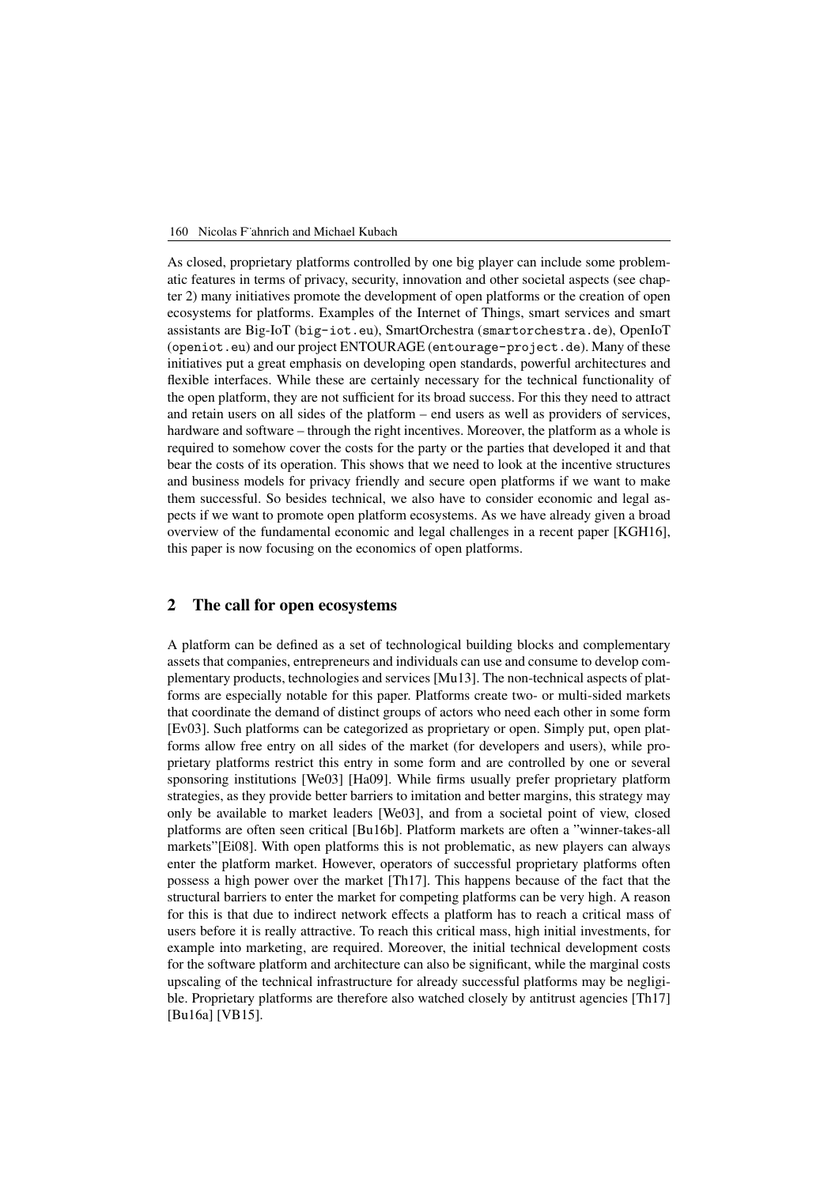As closed, proprietary platforms controlled by one big player can include some problematic features in terms of privacy, security, innovation and other societal aspects (see chapter 2) many initiatives promote the development of open platforms or the creation of open ecosystems for platforms. Examples of the Internet of Things, smart services and smart assistants are Big-IoT (big-iot.eu), SmartOrchestra (smartorchestra.de), OpenIoT (openiot.eu) and our project ENTOURAGE (entourage-project.de). Many of these initiatives put a great emphasis on developing open standards, powerful architectures and flexible interfaces. While these are certainly necessary for the technical functionality of the open platform, they are not sufficient for its broad success. For this they need to attract and retain users on all sides of the platform – end users as well as providers of services, hardware and software – through the right incentives. Moreover, the platform as a whole is required to somehow cover the costs for the party or the parties that developed it and that bear the costs of its operation. This shows that we need to look at the incentive structures and business models for privacy friendly and secure open platforms if we want to make them successful. So besides technical, we also have to consider economic and legal aspects if we want to promote open platform ecosystems. As we have already given a broad overview of the fundamental economic and legal challenges in a recent paper [KGH16], this paper is now focusing on the economics of open platforms.

## 2 The call for open ecosystems

A platform can be defined as a set of technological building blocks and complementary assets that companies, entrepreneurs and individuals can use and consume to develop complementary products, technologies and services [Mu13]. The non-technical aspects of platforms are especially notable for this paper. Platforms create two- or multi-sided markets that coordinate the demand of distinct groups of actors who need each other in some form [Ev03]. Such platforms can be categorized as proprietary or open. Simply put, open platforms allow free entry on all sides of the market (for developers and users), while proprietary platforms restrict this entry in some form and are controlled by one or several sponsoring institutions [We03] [Ha09]. While firms usually prefer proprietary platform strategies, as they provide better barriers to imitation and better margins, this strategy may only be available to market leaders [We03], and from a societal point of view, closed platforms are often seen critical [Bu16b]. Platform markets are often a "winner-takes-all markets"[Ei08]. With open platforms this is not problematic, as new players can always enter the platform market. However, operators of successful proprietary platforms often possess a high power over the market [Th17]. This happens because of the fact that the structural barriers to enter the market for competing platforms can be very high. A reason for this is that due to indirect network effects a platform has to reach a critical mass of users before it is really attractive. To reach this critical mass, high initial investments, for example into marketing, are required. Moreover, the initial technical development costs for the software platform and architecture can also be significant, while the marginal costs upscaling of the technical infrastructure for already successful platforms may be negligible. Proprietary platforms are therefore also watched closely by antitrust agencies [Th17] [Bu16a] [VB15].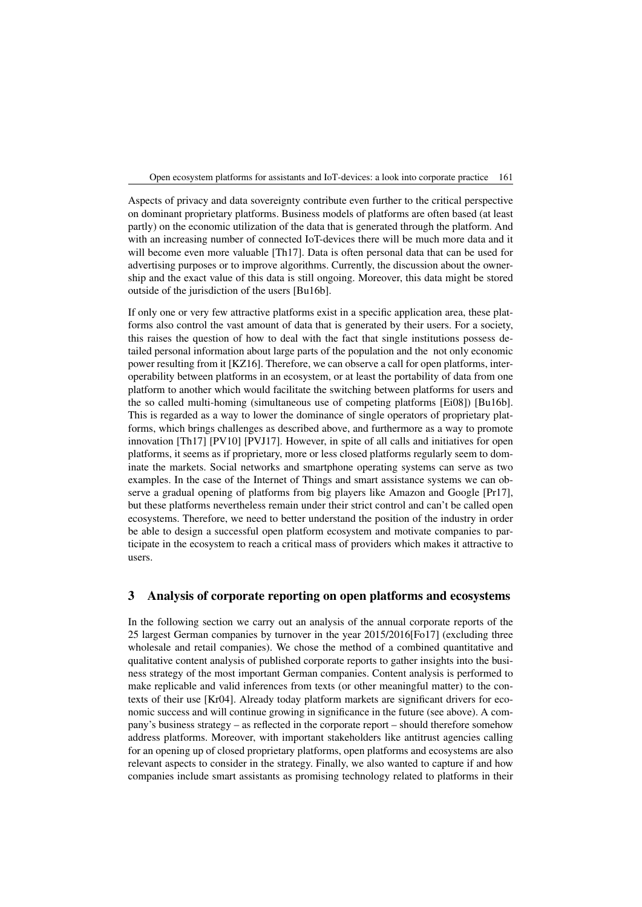Aspects of privacy and data sovereignty contribute even further to the critical perspective on dominant proprietary platforms. Business models of platforms are often based (at least partly) on the economic utilization of the data that is generated through the platform. And with an increasing number of connected IoT-devices there will be much more data and it will become even more valuable [Th17]. Data is often personal data that can be used for advertising purposes or to improve algorithms. Currently, the discussion about the ownership and the exact value of this data is still ongoing. Moreover, this data might be stored outside of the jurisdiction of the users [Bu16b].

If only one or very few attractive platforms exist in a specific application area, these platforms also control the vast amount of data that is generated by their users. For a society, this raises the question of how to deal with the fact that single institutions possess detailed personal information about large parts of the population and the not only economic power resulting from it [KZ16]. Therefore, we can observe a call for open platforms, interoperability between platforms in an ecosystem, or at least the portability of data from one platform to another which would facilitate the switching between platforms for users and the so called multi-homing (simultaneous use of competing platforms [Ei08]) [Bu16b]. This is regarded as a way to lower the dominance of single operators of proprietary platforms, which brings challenges as described above, and furthermore as a way to promote innovation [Th17] [PV10] [PVJ17]. However, in spite of all calls and initiatives for open platforms, it seems as if proprietary, more or less closed platforms regularly seem to dominate the markets. Social networks and smartphone operating systems can serve as two examples. In the case of the Internet of Things and smart assistance systems we can observe a gradual opening of platforms from big players like Amazon and Google [Pr17], but these platforms nevertheless remain under their strict control and can't be called open ecosystems. Therefore, we need to better understand the position of the industry in order be able to design a successful open platform ecosystem and motivate companies to participate in the ecosystem to reach a critical mass of providers which makes it attractive to users.

## 3 Analysis of corporate reporting on open platforms and ecosystems

In the following section we carry out an analysis of the annual corporate reports of the 25 largest German companies by turnover in the year 2015/2016[Fo17] (excluding three wholesale and retail companies). We chose the method of a combined quantitative and qualitative content analysis of published corporate reports to gather insights into the business strategy of the most important German companies. Content analysis is performed to make replicable and valid inferences from texts (or other meaningful matter) to the contexts of their use [Kr04]. Already today platform markets are significant drivers for economic success and will continue growing in significance in the future (see above). A company's business strategy – as reflected in the corporate report – should therefore somehow address platforms. Moreover, with important stakeholders like antitrust agencies calling for an opening up of closed proprietary platforms, open platforms and ecosystems are also relevant aspects to consider in the strategy. Finally, we also wanted to capture if and how companies include smart assistants as promising technology related to platforms in their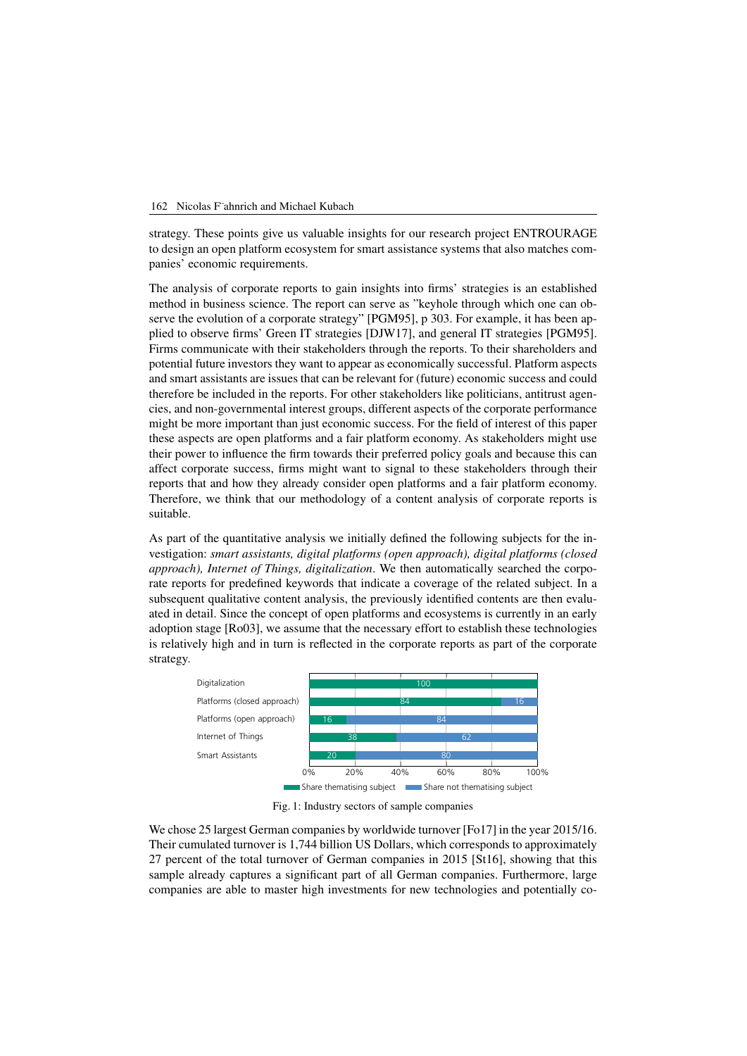strategy. These points give us valuable insights for our research project ENTROURAGE to design an open platform ecosystem for smart assistance systems that also matches companies' economic requirements.

The analysis of corporate reports to gain insights into firms' strategies is an established method in business science. The report can serve as "keyhole through which one can observe the evolution of a corporate strategy" [PGM95], p 303. For example, it has been applied to observe firms' Green IT strategies [DJW17], and general IT strategies [PGM95]. Firms communicate with their stakeholders through the reports. To their shareholders and potential future investors they want to appear as economically successful. Platform aspects and smart assistants are issues that can be relevant for (future) economic success and could therefore be included in the reports. For other stakeholders like politicians, antitrust agencies, and non-governmental interest groups, different aspects of the corporate performance might be more important than just economic success. For the field of interest of this paper these aspects are open platforms and a fair platform economy. As stakeholders might use their power to influence the firm towards their preferred policy goals and because this can affect corporate success, firms might want to signal to these stakeholders through their reports that and how they already consider open platforms and a fair platform economy. Therefore, we think that our methodology of a content analysis of corporate reports is suitable.

As part of the quantitative analysis we initially defined the following subjects for the investigation: *smart assistants, digital platforms (open approach), digital platforms (closed approach), Internet of Things, digitalization*. We then automatically searched the corporate reports for predefined keywords that indicate a coverage of the related subject. In a subsequent qualitative content analysis, the previously identified contents are then evaluated in detail. Since the concept of open platforms and ecosystems is currently in an early adoption stage [Ro03], we assume that the necessary effort to establish these technologies is relatively high and in turn is reflected in the corporate reports as part of the corporate strategy.

| | Share thematising subject | Share not thematising subject |
|---|---|---|
| Digitalization | 100 | |
| Platforms (closed approach) | 84 | 16 |
| Platforms (open approach) | 16 | 84 |
| Internet of Things | 38 | 62 |
| Smart Assistants | 20 | 80 |

Fig. 1: Industry sectors of sample companies

We chose 25 largest German companies by worldwide turnover [Fo17] in the year 2015/16. Their cumulated turnover is 1,744 billion US Dollars, which corresponds to approximately 27 percent of the total turnover of German companies in 2015 [St16], showing that this sample already captures a significant part of all German companies. Furthermore, large companies are able to master high investments for new technologies and potentially co-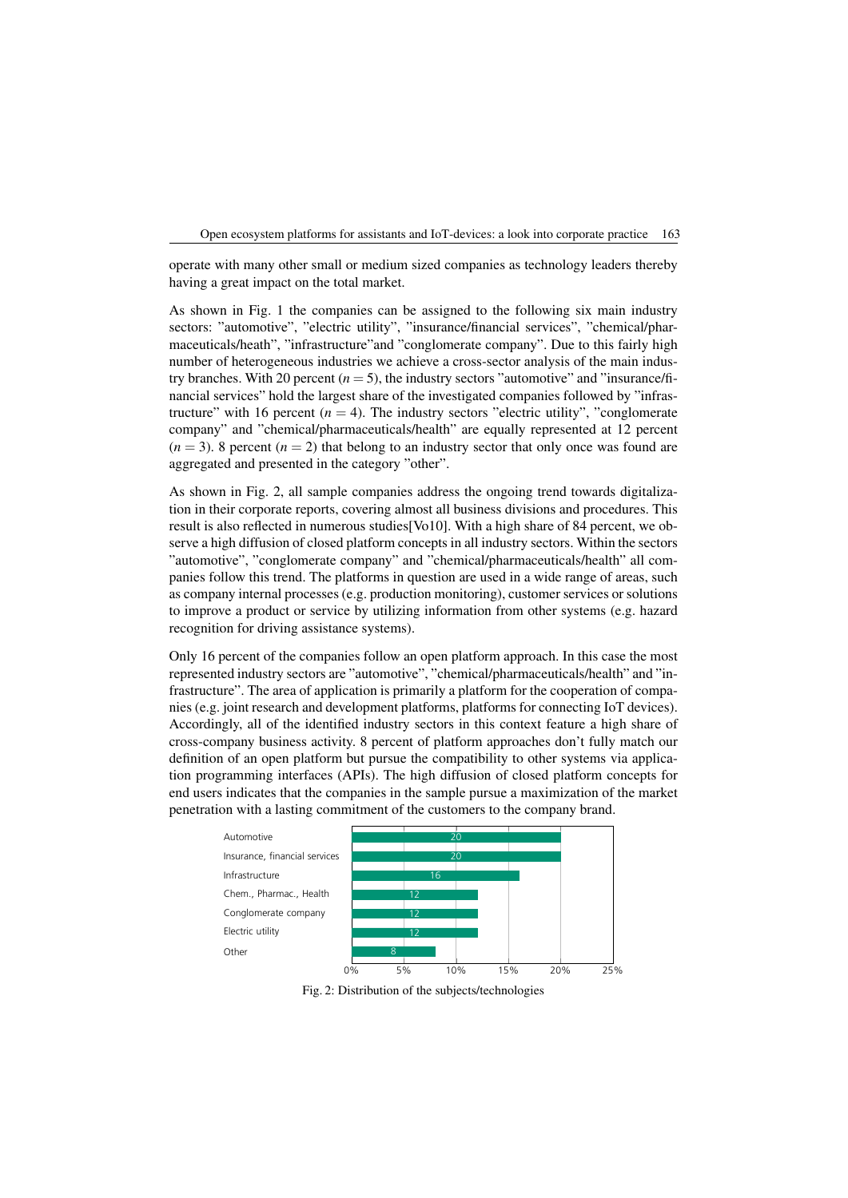operate with many other small or medium sized companies as technology leaders thereby having a great impact on the total market.

As shown in Fig. 1 the companies can be assigned to the following six main industry sectors: "automotive", "electric utility", "insurance/financial services", "chemical/pharmaceuticals/heath", "infrastructure"and "conglomerate company". Due to this fairly high number of heterogeneous industries we achieve a cross-sector analysis of the main industry branches. With 20 percent ($n = 5$), the industry sectors "automotive" and "insurance/financial services" hold the largest share of the investigated companies followed by "infrastructure" with 16 percent ($n = 4$). The industry sectors "electric utility", "conglomerate company" and "chemical/pharmaceuticals/health" are equally represented at 12 percent ($n = 3$). 8 percent ($n = 2$) that belong to an industry sector that only once was found are aggregated and presented in the category "other".

As shown in Fig. 2, all sample companies address the ongoing trend towards digitalization in their corporate reports, covering almost all business divisions and procedures. This result is also reflected in numerous studies[Vo10]. With a high share of 84 percent, we observe a high diffusion of closed platform concepts in all industry sectors. Within the sectors "automotive", "conglomerate company" and "chemical/pharmaceuticals/health" all companies follow this trend. The platforms in question are used in a wide range of areas, such as company internal processes (e.g. production monitoring), customer services or solutions to improve a product or service by utilizing information from other systems (e.g. hazard recognition for driving assistance systems).

Only 16 percent of the companies follow an open platform approach. In this case the most represented industry sectors are "automotive", "chemical/pharmaceuticals/health" and "infrastructure". The area of application is primarily a platform for the cooperation of companies (e.g. joint research and development platforms, platforms for connecting IoT devices). Accordingly, all of the identified industry sectors in this context feature a high share of cross-company business activity. 8 percent of platform approaches don't fully match our definition of an open platform but pursue the compatibility to other systems via application programming interfaces (APIs). The high diffusion of closed platform concepts for end users indicates that the companies in the sample pursue a maximization of the market penetration with a lasting commitment of the customers to the company brand.

| Sector | Percent |
|---|---|
| Automotive | 20 |
| Insurance, financial services | 20 |
| Infrastructure | 16 |
| Chem., Pharmac., Health | 12 |
| Conglomerate company | 12 |
| Electric utility | 12 |
| Other | 8 |

Fig. 2: Distribution of the subjects/technologies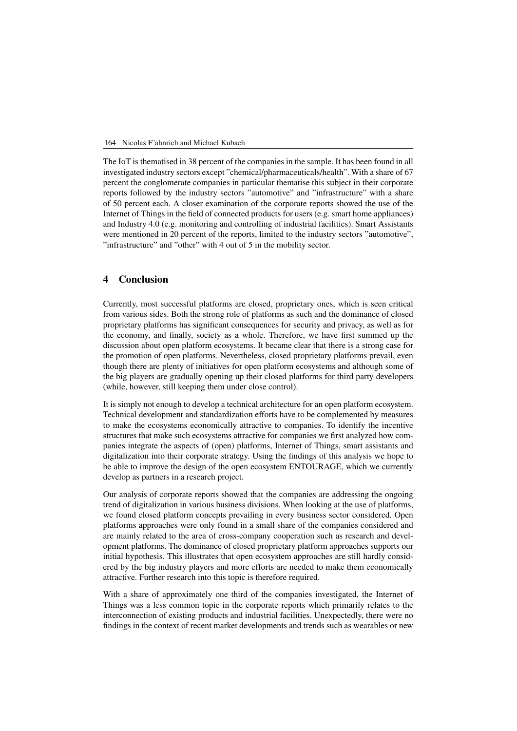The IoT is thematised in 38 percent of the companies in the sample. It has been found in all investigated industry sectors except "chemical/pharmaceuticals/health". With a share of 67 percent the conglomerate companies in particular thematise this subject in their corporate reports followed by the industry sectors "automotive" and "infrastructure" with a share of 50 percent each. A closer examination of the corporate reports showed the use of the Internet of Things in the field of connected products for users (e.g. smart home appliances) and Industry 4.0 (e.g. monitoring and controlling of industrial facilities). Smart Assistants were mentioned in 20 percent of the reports, limited to the industry sectors "automotive", "infrastructure" and "other" with 4 out of 5 in the mobility sector.

## 4 Conclusion

Currently, most successful platforms are closed, proprietary ones, which is seen critical from various sides. Both the strong role of platforms as such and the dominance of closed proprietary platforms has significant consequences for security and privacy, as well as for the economy, and finally, society as a whole. Therefore, we have first summed up the discussion about open platform ecosystems. It became clear that there is a strong case for the promotion of open platforms. Nevertheless, closed proprietary platforms prevail, even though there are plenty of initiatives for open platform ecosystems and although some of the big players are gradually opening up their closed platforms for third party developers (while, however, still keeping them under close control).

It is simply not enough to develop a technical architecture for an open platform ecosystem. Technical development and standardization efforts have to be complemented by measures to make the ecosystems economically attractive to companies. To identify the incentive structures that make such ecosystems attractive for companies we first analyzed how companies integrate the aspects of (open) platforms, Internet of Things, smart assistants and digitalization into their corporate strategy. Using the findings of this analysis we hope to be able to improve the design of the open ecosystem ENTOURAGE, which we currently develop as partners in a research project.

Our analysis of corporate reports showed that the companies are addressing the ongoing trend of digitalization in various business divisions. When looking at the use of platforms, we found closed platform concepts prevailing in every business sector considered. Open platforms approaches were only found in a small share of the companies considered and are mainly related to the area of cross-company cooperation such as research and development platforms. The dominance of closed proprietary platform approaches supports our initial hypothesis. This illustrates that open ecosystem approaches are still hardly considered by the big industry players and more efforts are needed to make them economically attractive. Further research into this topic is therefore required.

With a share of approximately one third of the companies investigated, the Internet of Things was a less common topic in the corporate reports which primarily relates to the interconnection of existing products and industrial facilities. Unexpectedly, there were no findings in the context of recent market developments and trends such as wearables or new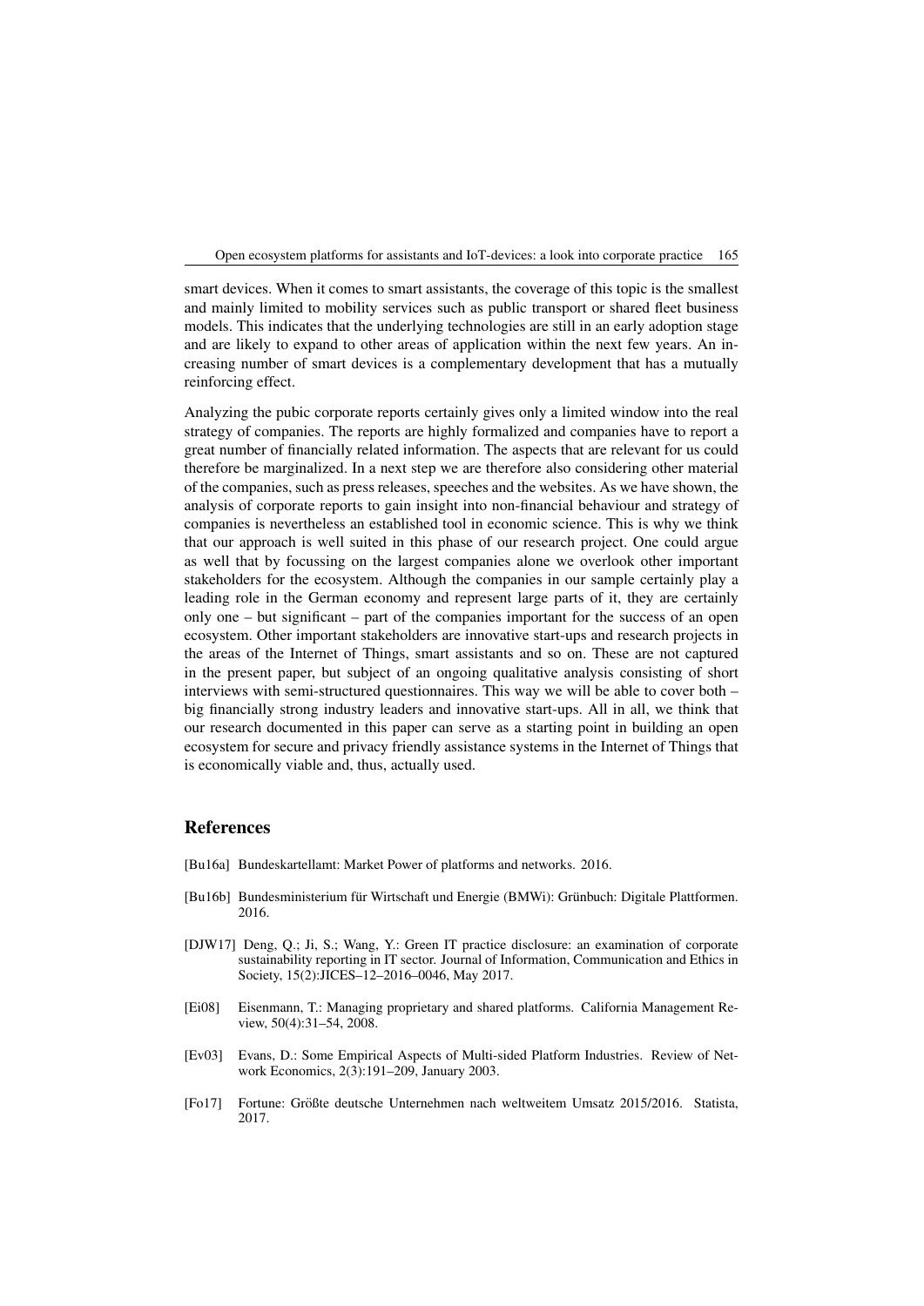smart devices. When it comes to smart assistants, the coverage of this topic is the smallest and mainly limited to mobility services such as public transport or shared fleet business models. This indicates that the underlying technologies are still in an early adoption stage and are likely to expand to other areas of application within the next few years. An increasing number of smart devices is a complementary development that has a mutually reinforcing effect.

Analyzing the pubic corporate reports certainly gives only a limited window into the real strategy of companies. The reports are highly formalized and companies have to report a great number of financially related information. The aspects that are relevant for us could therefore be marginalized. In a next step we are therefore also considering other material of the companies, such as press releases, speeches and the websites. As we have shown, the analysis of corporate reports to gain insight into non-financial behaviour and strategy of companies is nevertheless an established tool in economic science. This is why we think that our approach is well suited in this phase of our research project. One could argue as well that by focussing on the largest companies alone we overlook other important stakeholders for the ecosystem. Although the companies in our sample certainly play a leading role in the German economy and represent large parts of it, they are certainly only one – but significant – part of the companies important for the success of an open ecosystem. Other important stakeholders are innovative start-ups and research projects in the areas of the Internet of Things, smart assistants and so on. These are not captured in the present paper, but subject of an ongoing qualitative analysis consisting of short interviews with semi-structured questionnaires. This way we will be able to cover both – big financially strong industry leaders and innovative start-ups. All in all, we think that our research documented in this paper can serve as a starting point in building an open ecosystem for secure and privacy friendly assistance systems in the Internet of Things that is economically viable and, thus, actually used.

## References

[Bu16a] Bundeskartellamt: Market Power of platforms and networks. 2016.

[Bu16b] Bundesministerium für Wirtschaft und Energie (BMWi): Grünbuch: Digitale Plattformen. 2016.

[DJW17] Deng, Q.; Ji, S.; Wang, Y.: Green IT practice disclosure: an examination of corporate sustainability reporting in IT sector. Journal of Information, Communication and Ethics in Society, 15(2):JICES–12–2016–0046, May 2017.

[Ei08] Eisenmann, T.: Managing proprietary and shared platforms. California Management Review, 50(4):31–54, 2008.

[Ev03] Evans, D.: Some Empirical Aspects of Multi-sided Platform Industries. Review of Network Economics, 2(3):191–209, January 2003.

[Fo17] Fortune: Größte deutsche Unternehmen nach weltweitem Umsatz 2015/2016. Statista, 2017.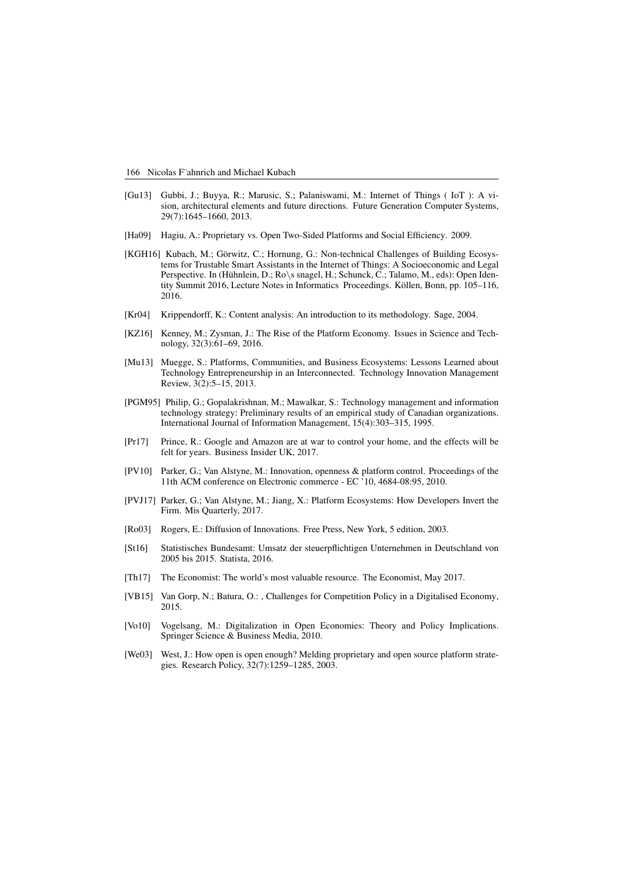[Gu13] Gubbi, J.; Buyya, R.; Marusic, S.; Palaniswami, M.: Internet of Things ( IoT ): A vision, architectural elements and future directions. Future Generation Computer Systems, 29(7):1645–1660, 2013.

[Ha09] Hagiu, A.: Proprietary vs. Open Two-Sided Platforms and Social Efficiency. 2009.

[KGH16] Kubach, M.; Görwitz, C.; Hornung, G.: Non-technical Challenges of Building Ecosystems for Trustable Smart Assistants in the Internet of Things: A Socioeconomic and Legal Perspective. In (Hühnlein, D.; Ro\s snagel, H.; Schunck, C.; Talamo, M., eds): Open Identity Summit 2016, Lecture Notes in Informatics Proceedings. Köllen, Bonn, pp. 105–116, 2016.

[Kr04] Krippendorff, K.: Content analysis: An introduction to its methodology. Sage, 2004.

[KZ16] Kenney, M.; Zysman, J.: The Rise of the Platform Economy. Issues in Science and Technology, 32(3):61–69, 2016.

[Mu13] Muegge, S.: Platforms, Communities, and Business Ecosystems: Lessons Learned about Technology Entrepreneurship in an Interconnected. Technology Innovation Management Review, 3(2):5–15, 2013.

[PGM95] Philip, G.; Gopalakrishnan, M.; Mawalkar, S.: Technology management and information technology strategy: Preliminary results of an empirical study of Canadian organizations. International Journal of Information Management, 15(4):303–315, 1995.

[Pr17] Prince, R.: Google and Amazon are at war to control your home, and the effects will be felt for years. Business Insider UK, 2017.

[PV10] Parker, G.; Van Alstyne, M.: Innovation, openness & platform control. Proceedings of the 11th ACM conference on Electronic commerce - EC '10, 4684-08:95, 2010.

[PVJ17] Parker, G.; Van Alstyne, M.; Jiang, X.: Platform Ecosystems: How Developers Invert the Firm. Mis Quarterly, 2017.

[Ro03] Rogers, E.: Diffusion of Innovations. Free Press, New York, 5 edition, 2003.

[St16] Statistisches Bundesamt: Umsatz der steuerpflichtigen Unternehmen in Deutschland von 2005 bis 2015. Statista, 2016.

[Th17] The Economist: The world's most valuable resource. The Economist, May 2017.

[VB15] Van Gorp, N.; Batura, O.: , Challenges for Competition Policy in a Digitalised Economy, 2015.

[Vo10] Vogelsang, M.: Digitalization in Open Economies: Theory and Policy Implications. Springer Science & Business Media, 2010.

[We03] West, J.: How open is open enough? Melding proprietary and open source platform strategies. Research Policy, 32(7):1259–1285, 2003.